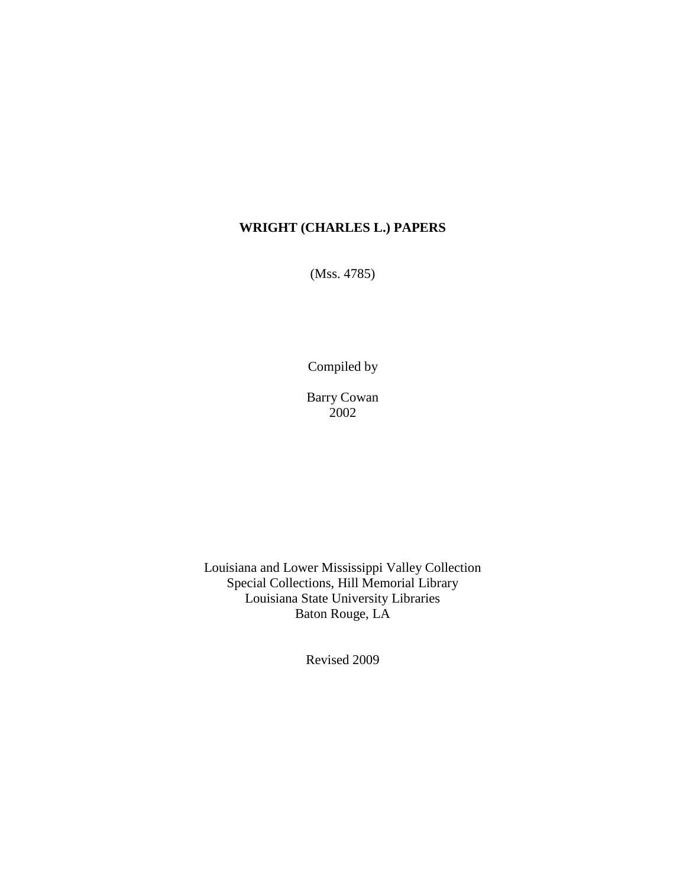# WRIGHT (CHARLES L.) PAPERS

(Mss. 4785)

Compiled by

Barry Cowan
2002

Louisiana and Lower Mississippi Valley Collection
Special Collections, Hill Memorial Library
Louisiana State University Libraries
Baton Rouge, LA

Revised 2009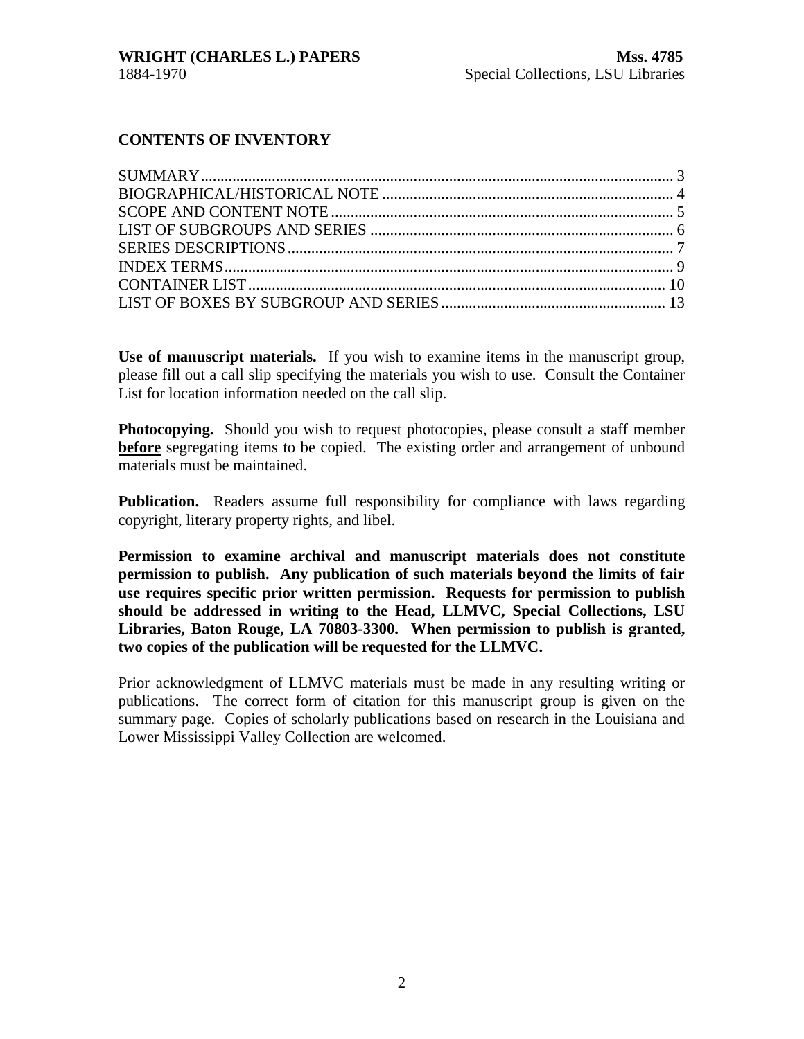## CONTENTS OF INVENTORY

| | |
|---|---|
| SUMMARY | 3 |
| BIOGRAPHICAL/HISTORICAL NOTE | 4 |
| SCOPE AND CONTENT NOTE | 5 |
| LIST OF SUBGROUPS AND SERIES | 6 |
| SERIES DESCRIPTIONS | 7 |
| INDEX TERMS | 9 |
| CONTAINER LIST | 10 |
| LIST OF BOXES BY SUBGROUP AND SERIES | 13 |

**Use of manuscript materials.** If you wish to examine items in the manuscript group, please fill out a call slip specifying the materials you wish to use. Consult the Container List for location information needed on the call slip.

**Photocopying.** Should you wish to request photocopies, please consult a staff member **before** segregating items to be copied. The existing order and arrangement of unbound materials must be maintained.

**Publication.** Readers assume full responsibility for compliance with laws regarding copyright, literary property rights, and libel.

**Permission to examine archival and manuscript materials does not constitute permission to publish. Any publication of such materials beyond the limits of fair use requires specific prior written permission. Requests for permission to publish should be addressed in writing to the Head, LLMVC, Special Collections, LSU Libraries, Baton Rouge, LA 70803-3300. When permission to publish is granted, two copies of the publication will be requested for the LLMVC.**

Prior acknowledgment of LLMVC materials must be made in any resulting writing or publications. The correct form of citation for this manuscript group is given on the summary page. Copies of scholarly publications based on research in the Louisiana and Lower Mississippi Valley Collection are welcomed.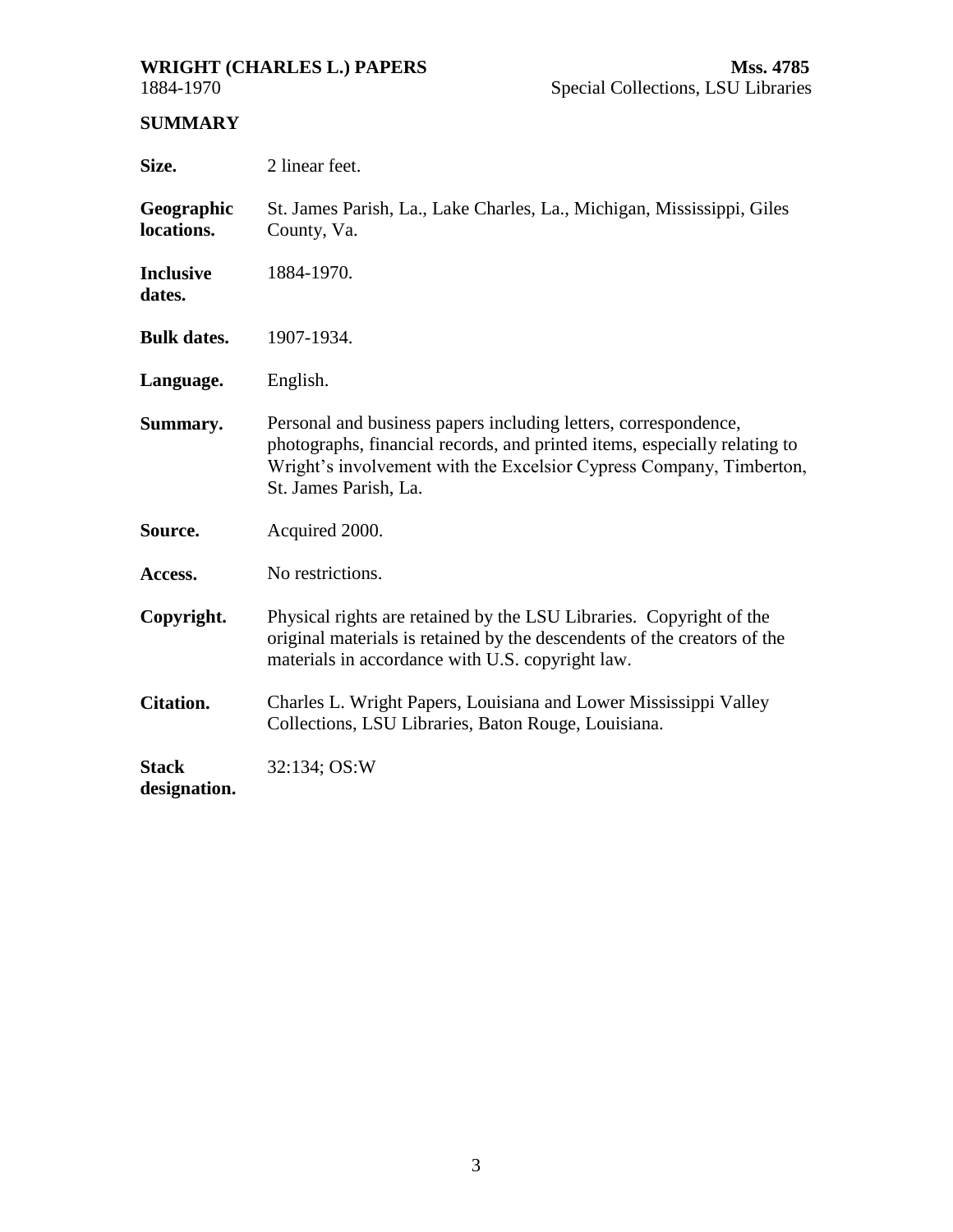**WRIGHT (CHARLES L.) PAPERS** **Mss. 4785**
1884-1970 Special Collections, LSU Libraries

## SUMMARY

| | |
|---|---|
| **Size.** | 2 linear feet. |
| **Geographic locations.** | St. James Parish, La., Lake Charles, La., Michigan, Mississippi, Giles County, Va. |
| **Inclusive dates.** | 1884-1970. |
| **Bulk dates.** | 1907-1934. |
| **Language.** | English. |
| **Summary.** | Personal and business papers including letters, correspondence, photographs, financial records, and printed items, especially relating to Wright's involvement with the Excelsior Cypress Company, Timberton, St. James Parish, La. |
| **Source.** | Acquired 2000. |
| **Access.** | No restrictions. |
| **Copyright.** | Physical rights are retained by the LSU Libraries. Copyright of the original materials is retained by the descendents of the creators of the materials in accordance with U.S. copyright law. |
| **Citation.** | Charles L. Wright Papers, Louisiana and Lower Mississippi Valley Collections, LSU Libraries, Baton Rouge, Louisiana. |
| **Stack designation.** | 32:134; OS:W |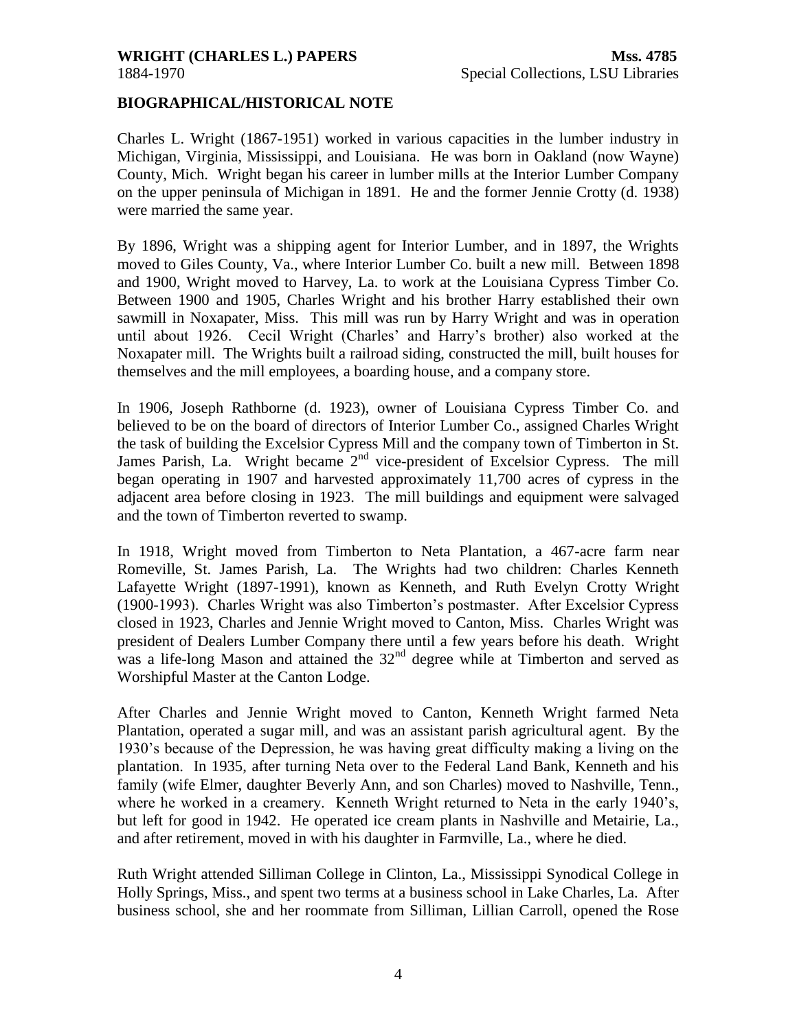## BIOGRAPHICAL/HISTORICAL NOTE

Charles L. Wright (1867-1951) worked in various capacities in the lumber industry in Michigan, Virginia, Mississippi, and Louisiana. He was born in Oakland (now Wayne) County, Mich. Wright began his career in lumber mills at the Interior Lumber Company on the upper peninsula of Michigan in 1891. He and the former Jennie Crotty (d. 1938) were married the same year.

By 1896, Wright was a shipping agent for Interior Lumber, and in 1897, the Wrights moved to Giles County, Va., where Interior Lumber Co. built a new mill. Between 1898 and 1900, Wright moved to Harvey, La. to work at the Louisiana Cypress Timber Co. Between 1900 and 1905, Charles Wright and his brother Harry established their own sawmill in Noxapater, Miss. This mill was run by Harry Wright and was in operation until about 1926. Cecil Wright (Charles' and Harry's brother) also worked at the Noxapater mill. The Wrights built a railroad siding, constructed the mill, built houses for themselves and the mill employees, a boarding house, and a company store.

In 1906, Joseph Rathborne (d. 1923), owner of Louisiana Cypress Timber Co. and believed to be on the board of directors of Interior Lumber Co., assigned Charles Wright the task of building the Excelsior Cypress Mill and the company town of Timberton in St. James Parish, La. Wright became 2nd vice-president of Excelsior Cypress. The mill began operating in 1907 and harvested approximately 11,700 acres of cypress in the adjacent area before closing in 1923. The mill buildings and equipment were salvaged and the town of Timberton reverted to swamp.

In 1918, Wright moved from Timberton to Neta Plantation, a 467-acre farm near Romeville, St. James Parish, La. The Wrights had two children: Charles Kenneth Lafayette Wright (1897-1991), known as Kenneth, and Ruth Evelyn Crotty Wright (1900-1993). Charles Wright was also Timberton's postmaster. After Excelsior Cypress closed in 1923, Charles and Jennie Wright moved to Canton, Miss. Charles Wright was president of Dealers Lumber Company there until a few years before his death. Wright was a life-long Mason and attained the 32nd degree while at Timberton and served as Worshipful Master at the Canton Lodge.

After Charles and Jennie Wright moved to Canton, Kenneth Wright farmed Neta Plantation, operated a sugar mill, and was an assistant parish agricultural agent. By the 1930's because of the Depression, he was having great difficulty making a living on the plantation. In 1935, after turning Neta over to the Federal Land Bank, Kenneth and his family (wife Elmer, daughter Beverly Ann, and son Charles) moved to Nashville, Tenn., where he worked in a creamery. Kenneth Wright returned to Neta in the early 1940's, but left for good in 1942. He operated ice cream plants in Nashville and Metairie, La., and after retirement, moved in with his daughter in Farmville, La., where he died.

Ruth Wright attended Silliman College in Clinton, La., Mississippi Synodical College in Holly Springs, Miss., and spent two terms at a business school in Lake Charles, La. After business school, she and her roommate from Silliman, Lillian Carroll, opened the Rose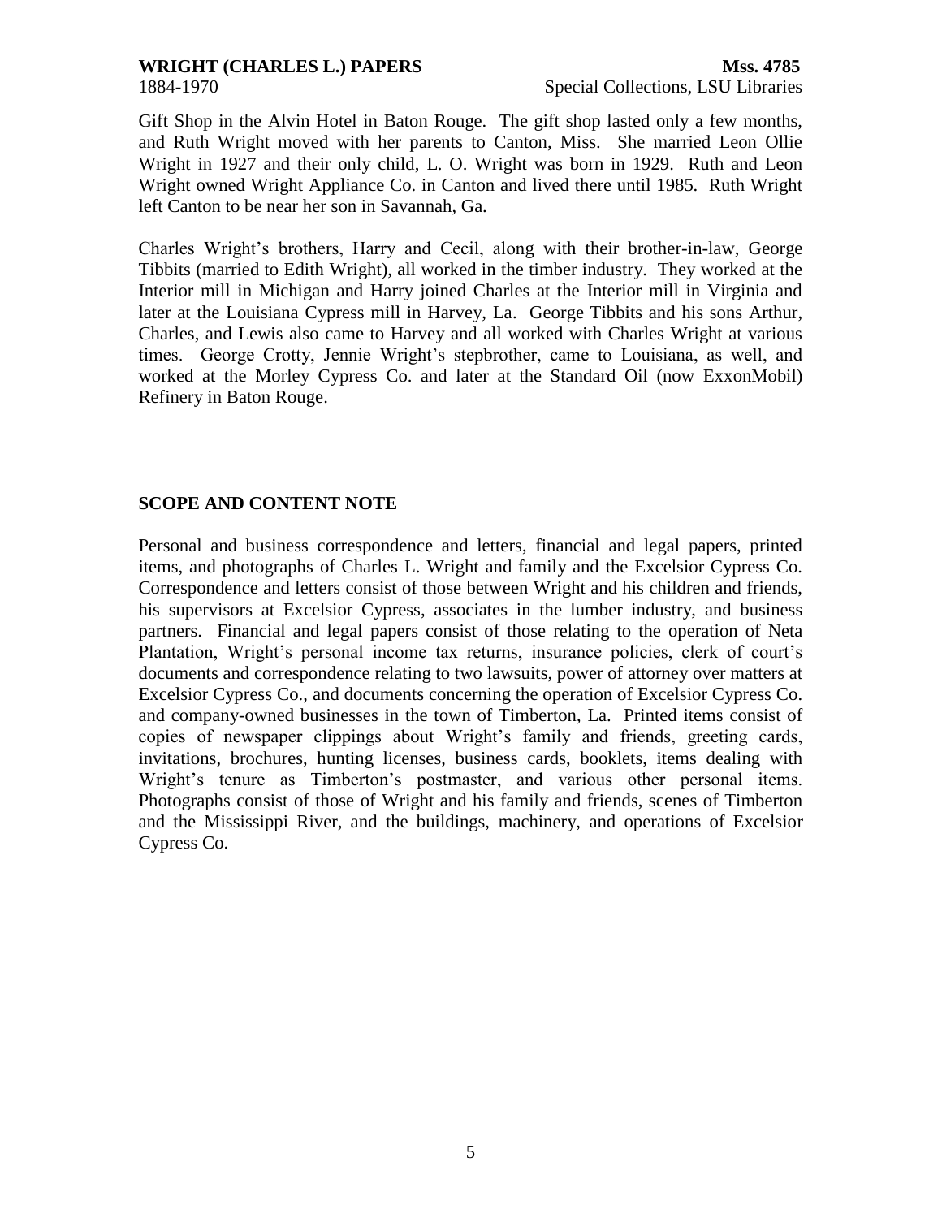Gift Shop in the Alvin Hotel in Baton Rouge. The gift shop lasted only a few months, and Ruth Wright moved with her parents to Canton, Miss. She married Leon Ollie Wright in 1927 and their only child, L. O. Wright was born in 1929. Ruth and Leon Wright owned Wright Appliance Co. in Canton and lived there until 1985. Ruth Wright left Canton to be near her son in Savannah, Ga.

Charles Wright's brothers, Harry and Cecil, along with their brother-in-law, George Tibbits (married to Edith Wright), all worked in the timber industry. They worked at the Interior mill in Michigan and Harry joined Charles at the Interior mill in Virginia and later at the Louisiana Cypress mill in Harvey, La. George Tibbits and his sons Arthur, Charles, and Lewis also came to Harvey and all worked with Charles Wright at various times. George Crotty, Jennie Wright's stepbrother, came to Louisiana, as well, and worked at the Morley Cypress Co. and later at the Standard Oil (now ExxonMobil) Refinery in Baton Rouge.

## SCOPE AND CONTENT NOTE

Personal and business correspondence and letters, financial and legal papers, printed items, and photographs of Charles L. Wright and family and the Excelsior Cypress Co. Correspondence and letters consist of those between Wright and his children and friends, his supervisors at Excelsior Cypress, associates in the lumber industry, and business partners. Financial and legal papers consist of those relating to the operation of Neta Plantation, Wright's personal income tax returns, insurance policies, clerk of court's documents and correspondence relating to two lawsuits, power of attorney over matters at Excelsior Cypress Co., and documents concerning the operation of Excelsior Cypress Co. and company-owned businesses in the town of Timberton, La. Printed items consist of copies of newspaper clippings about Wright's family and friends, greeting cards, invitations, brochures, hunting licenses, business cards, booklets, items dealing with Wright's tenure as Timberton's postmaster, and various other personal items. Photographs consist of those of Wright and his family and friends, scenes of Timberton and the Mississippi River, and the buildings, machinery, and operations of Excelsior Cypress Co.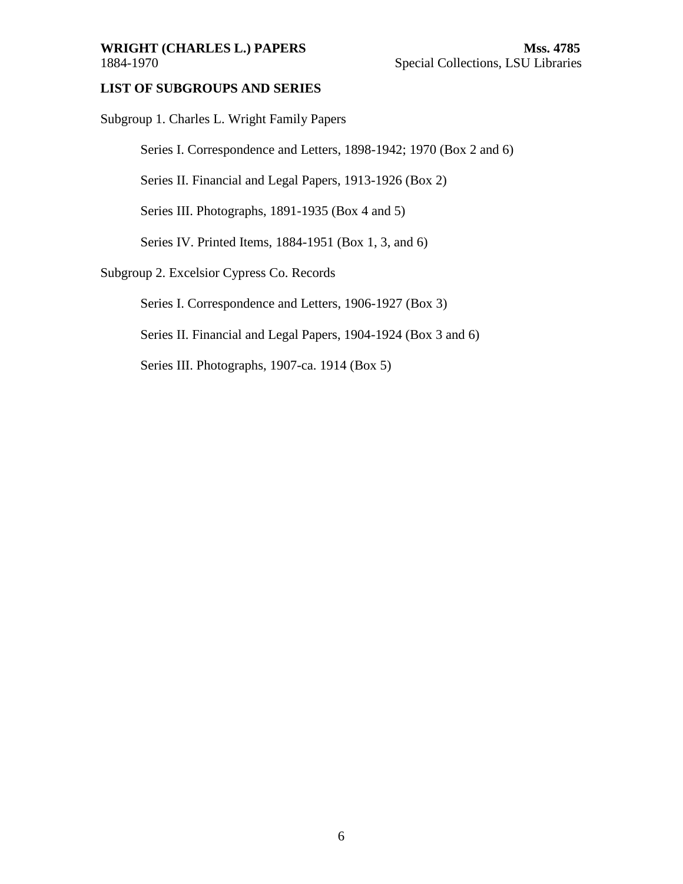## LIST OF SUBGROUPS AND SERIES

Subgroup 1. Charles L. Wright Family Papers

- Series I. Correspondence and Letters, 1898-1942; 1970 (Box 2 and 6)
- Series II. Financial and Legal Papers, 1913-1926 (Box 2)
- Series III. Photographs, 1891-1935 (Box 4 and 5)
- Series IV. Printed Items, 1884-1951 (Box 1, 3, and 6)

Subgroup 2. Excelsior Cypress Co. Records

- Series I. Correspondence and Letters, 1906-1927 (Box 3)
- Series II. Financial and Legal Papers, 1904-1924 (Box 3 and 6)
- Series III. Photographs, 1907-ca. 1914 (Box 5)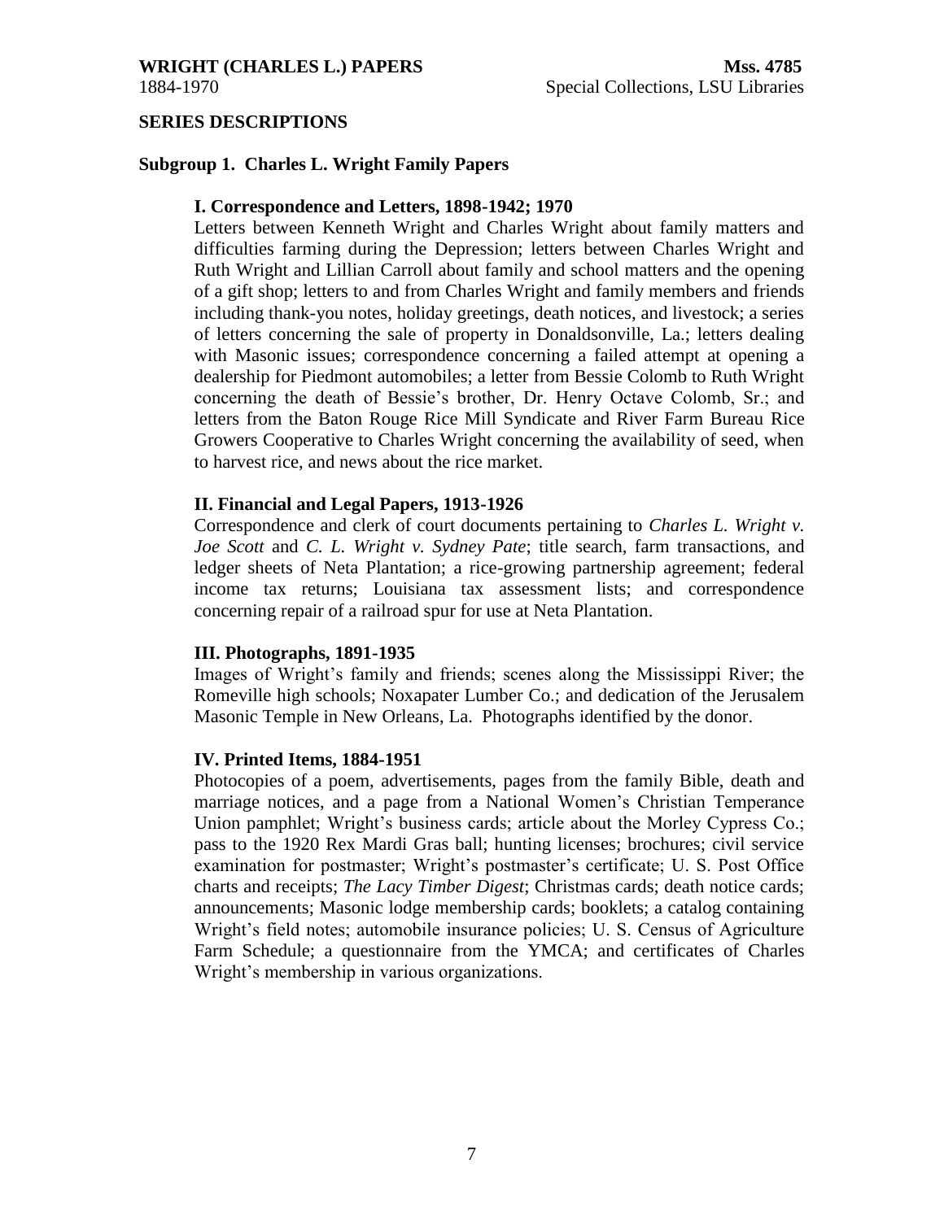## SERIES DESCRIPTIONS

### Subgroup 1. Charles L. Wright Family Papers

#### I. Correspondence and Letters, 1898-1942; 1970

Letters between Kenneth Wright and Charles Wright about family matters and difficulties farming during the Depression; letters between Charles Wright and Ruth Wright and Lillian Carroll about family and school matters and the opening of a gift shop; letters to and from Charles Wright and family members and friends including thank-you notes, holiday greetings, death notices, and livestock; a series of letters concerning the sale of property in Donaldsonville, La.; letters dealing with Masonic issues; correspondence concerning a failed attempt at opening a dealership for Piedmont automobiles; a letter from Bessie Colomb to Ruth Wright concerning the death of Bessie's brother, Dr. Henry Octave Colomb, Sr.; and letters from the Baton Rouge Rice Mill Syndicate and River Farm Bureau Rice Growers Cooperative to Charles Wright concerning the availability of seed, when to harvest rice, and news about the rice market.

#### II. Financial and Legal Papers, 1913-1926

Correspondence and clerk of court documents pertaining to *Charles L. Wright v. Joe Scott* and *C. L. Wright v. Sydney Pate*; title search, farm transactions, and ledger sheets of Neta Plantation; a rice-growing partnership agreement; federal income tax returns; Louisiana tax assessment lists; and correspondence concerning repair of a railroad spur for use at Neta Plantation.

#### III. Photographs, 1891-1935

Images of Wright's family and friends; scenes along the Mississippi River; the Romeville high schools; Noxapater Lumber Co.; and dedication of the Jerusalem Masonic Temple in New Orleans, La. Photographs identified by the donor.

#### IV. Printed Items, 1884-1951

Photocopies of a poem, advertisements, pages from the family Bible, death and marriage notices, and a page from a National Women's Christian Temperance Union pamphlet; Wright's business cards; article about the Morley Cypress Co.; pass to the 1920 Rex Mardi Gras ball; hunting licenses; brochures; civil service examination for postmaster; Wright's postmaster's certificate; U. S. Post Office charts and receipts; *The Lacy Timber Digest*; Christmas cards; death notice cards; announcements; Masonic lodge membership cards; booklets; a catalog containing Wright's field notes; automobile insurance policies; U. S. Census of Agriculture Farm Schedule; a questionnaire from the YMCA; and certificates of Charles Wright's membership in various organizations.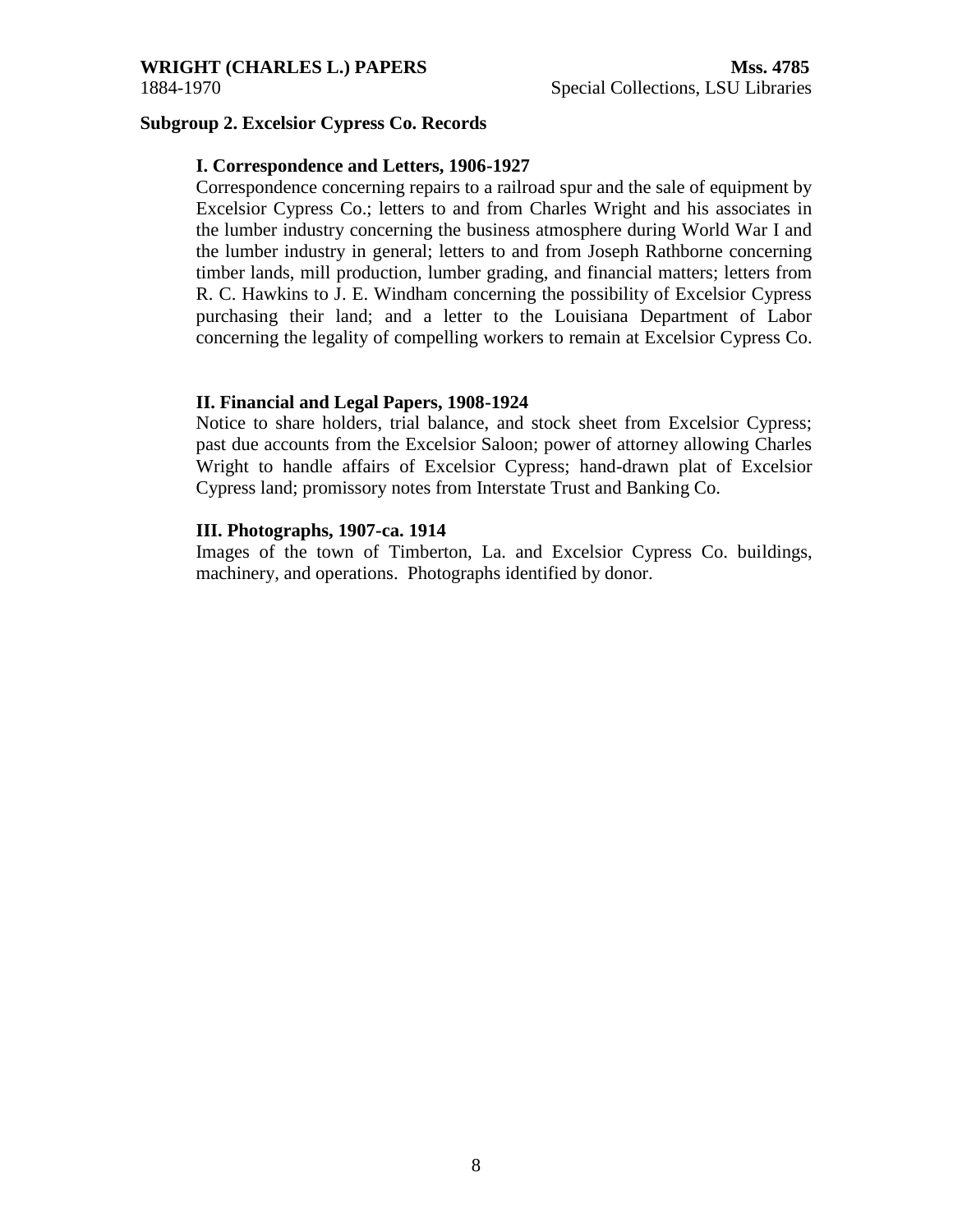## Subgroup 2. Excelsior Cypress Co. Records

### I. Correspondence and Letters, 1906-1927

Correspondence concerning repairs to a railroad spur and the sale of equipment by Excelsior Cypress Co.; letters to and from Charles Wright and his associates in the lumber industry concerning the business atmosphere during World War I and the lumber industry in general; letters to and from Joseph Rathborne concerning timber lands, mill production, lumber grading, and financial matters; letters from R. C. Hawkins to J. E. Windham concerning the possibility of Excelsior Cypress purchasing their land; and a letter to the Louisiana Department of Labor concerning the legality of compelling workers to remain at Excelsior Cypress Co.

### II. Financial and Legal Papers, 1908-1924

Notice to share holders, trial balance, and stock sheet from Excelsior Cypress; past due accounts from the Excelsior Saloon; power of attorney allowing Charles Wright to handle affairs of Excelsior Cypress; hand-drawn plat of Excelsior Cypress land; promissory notes from Interstate Trust and Banking Co.

### III. Photographs, 1907-ca. 1914

Images of the town of Timberton, La. and Excelsior Cypress Co. buildings, machinery, and operations. Photographs identified by donor.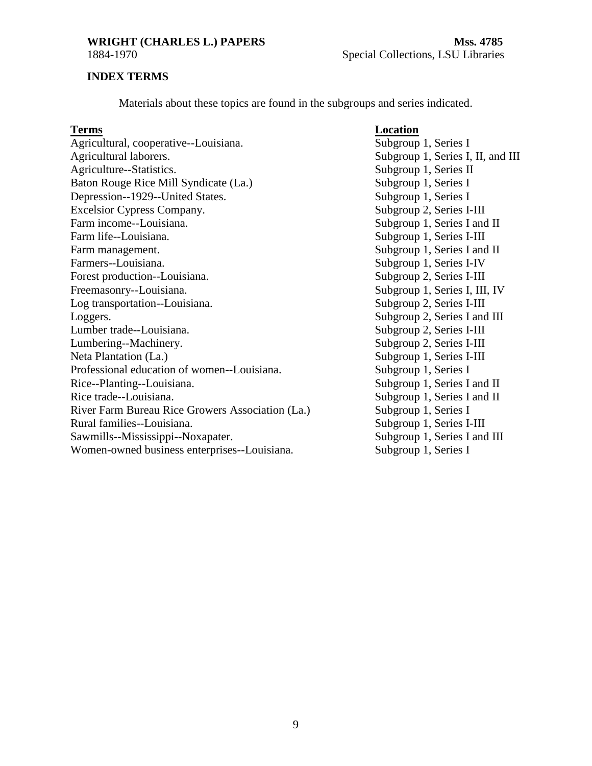## INDEX TERMS

Materials about these topics are found in the subgroups and series indicated.

| Terms | Location |
|---|---|
| Agricultural, cooperative--Louisiana. | Subgroup 1, Series I |
| Agricultural laborers. | Subgroup 1, Series I, II, and III |
| Agriculture--Statistics. | Subgroup 1, Series II |
| Baton Rouge Rice Mill Syndicate (La.) | Subgroup 1, Series I |
| Depression--1929--United States. | Subgroup 1, Series I |
| Excelsior Cypress Company. | Subgroup 2, Series I-III |
| Farm income--Louisiana. | Subgroup 1, Series I and II |
| Farm life--Louisiana. | Subgroup 1, Series I-III |
| Farm management. | Subgroup 1, Series I and II |
| Farmers--Louisiana. | Subgroup 1, Series I-IV |
| Forest production--Louisiana. | Subgroup 2, Series I-III |
| Freemasonry--Louisiana. | Subgroup 1, Series I, III, IV |
| Log transportation--Louisiana. | Subgroup 2, Series I-III |
| Loggers. | Subgroup 2, Series I and III |
| Lumber trade--Louisiana. | Subgroup 2, Series I-III |
| Lumbering--Machinery. | Subgroup 2, Series I-III |
| Neta Plantation (La.) | Subgroup 1, Series I-III |
| Professional education of women--Louisiana. | Subgroup 1, Series I |
| Rice--Planting--Louisiana. | Subgroup 1, Series I and II |
| Rice trade--Louisiana. | Subgroup 1, Series I and II |
| River Farm Bureau Rice Growers Association (La.) | Subgroup 1, Series I |
| Rural families--Louisiana. | Subgroup 1, Series I-III |
| Sawmills--Mississippi--Noxapater. | Subgroup 1, Series I and III |
| Women-owned business enterprises--Louisiana. | Subgroup 1, Series I |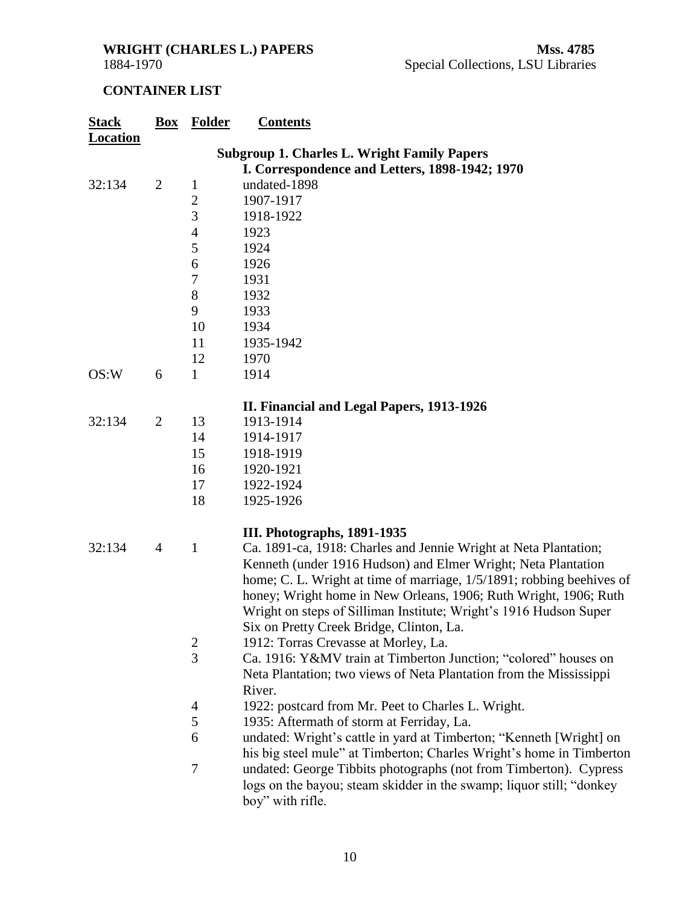**WRIGHT (CHARLES L.) PAPERS** **Mss. 4785**
1884-1970 Special Collections, LSU Libraries

## CONTAINER LIST

| Stack Location | Box | Folder | Contents |
|---|---|---|---|
| | | | **Subgroup 1. Charles L. Wright Family Papers** |
| | | | **I. Correspondence and Letters, 1898-1942; 1970** |
| 32:134 | 2 | 1 | undated-1898 |
| | | 2 | 1907-1917 |
| | | 3 | 1918-1922 |
| | | 4 | 1923 |
| | | 5 | 1924 |
| | | 6 | 1926 |
| | | 7 | 1931 |
| | | 8 | 1932 |
| | | 9 | 1933 |
| | | 10 | 1934 |
| | | 11 | 1935-1942 |
| | | 12 | 1970 |
| OS:W | 6 | 1 | 1914 |
| | | | **II. Financial and Legal Papers, 1913-1926** |
| 32:134 | 2 | 13 | 1913-1914 |
| | | 14 | 1914-1917 |
| | | 15 | 1918-1919 |
| | | 16 | 1920-1921 |
| | | 17 | 1922-1924 |
| | | 18 | 1925-1926 |
| | | | **III. Photographs, 1891-1935** |
| 32:134 | 4 | 1 | Ca. 1891-ca, 1918: Charles and Jennie Wright at Neta Plantation; Kenneth (under 1916 Hudson) and Elmer Wright; Neta Plantation home; C. L. Wright at time of marriage, 1/5/1891; robbing beehives of honey; Wright home in New Orleans, 1906; Ruth Wright, 1906; Ruth Wright on steps of Silliman Institute; Wright's 1916 Hudson Super Six on Pretty Creek Bridge, Clinton, La. |
| | | 2 | 1912: Torras Crevasse at Morley, La. |
| | | 3 | Ca. 1916: Y&MV train at Timberton Junction; "colored" houses on Neta Plantation; two views of Neta Plantation from the Mississippi River. |
| | | 4 | 1922: postcard from Mr. Peet to Charles L. Wright. |
| | | 5 | 1935: Aftermath of storm at Ferriday, La. |
| | | 6 | undated: Wright's cattle in yard at Timberton; "Kenneth [Wright] on his big steel mule" at Timberton; Charles Wright's home in Timberton |
| | | 7 | undated: George Tibbits photographs (not from Timberton). Cypress logs on the bayou; steam skidder in the swamp; liquor still; "donkey boy" with rifle. |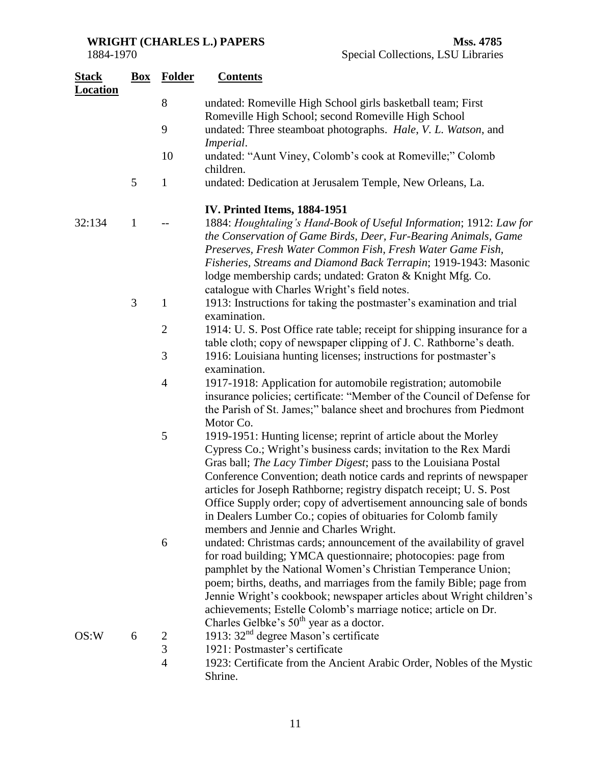| Stack Location | Box | Folder | Contents |
|---|---|---|---|
| | | 8 | undated: Romeville High School girls basketball team; First Romeville High School; second Romeville High School |
| | | 9 | undated: Three steamboat photographs. *Hale*, *V. L. Watson*, and *Imperial*. |
| | | 10 | undated: "Aunt Viney, Colomb's cook at Romeville;" Colomb children. |
| | 5 | 1 | undated: Dedication at Jerusalem Temple, New Orleans, La. |
| | | | **IV. Printed Items, 1884-1951** |
| 32:134 | 1 | -- | 1884: *Houghtaling's Hand-Book of Useful Information*; 1912: *Law for the Conservation of Game Birds, Deer, Fur-Bearing Animals, Game Preserves, Fresh Water Common Fish, Fresh Water Game Fish, Fisheries, Streams and Diamond Back Terrapin*; 1919-1943: Masonic lodge membership cards; undated: Graton & Knight Mfg. Co. catalogue with Charles Wright's field notes. |
| | 3 | 1 | 1913: Instructions for taking the postmaster's examination and trial examination. |
| | | 2 | 1914: U. S. Post Office rate table; receipt for shipping insurance for a table cloth; copy of newspaper clipping of J. C. Rathborne's death. |
| | | 3 | 1916: Louisiana hunting licenses; instructions for postmaster's examination. |
| | | 4 | 1917-1918: Application for automobile registration; automobile insurance policies; certificate: "Member of the Council of Defense for the Parish of St. James;" balance sheet and brochures from Piedmont Motor Co. |
| | | 5 | 1919-1951: Hunting license; reprint of article about the Morley Cypress Co.; Wright's business cards; invitation to the Rex Mardi Gras ball; *The Lacy Timber Digest*; pass to the Louisiana Postal Conference Convention; death notice cards and reprints of newspaper articles for Joseph Rathborne; registry dispatch receipt; U. S. Post Office Supply order; copy of advertisement announcing sale of bonds in Dealers Lumber Co.; copies of obituaries for Colomb family members and Jennie and Charles Wright. |
| | | 6 | undated: Christmas cards; announcement of the availability of gravel for road building; YMCA questionnaire; photocopies: page from pamphlet by the National Women's Christian Temperance Union; poem; births, deaths, and marriages from the family Bible; page from Jennie Wright's cookbook; newspaper articles about Wright children's achievements; Estelle Colomb's marriage notice; article on Dr. Charles Gelbke's 50th year as a doctor. |
| OS:W | 6 | 2 | 1913: 32nd degree Mason's certificate |
| | | 3 | 1921: Postmaster's certificate |
| | | 4 | 1923: Certificate from the Ancient Arabic Order, Nobles of the Mystic Shrine. |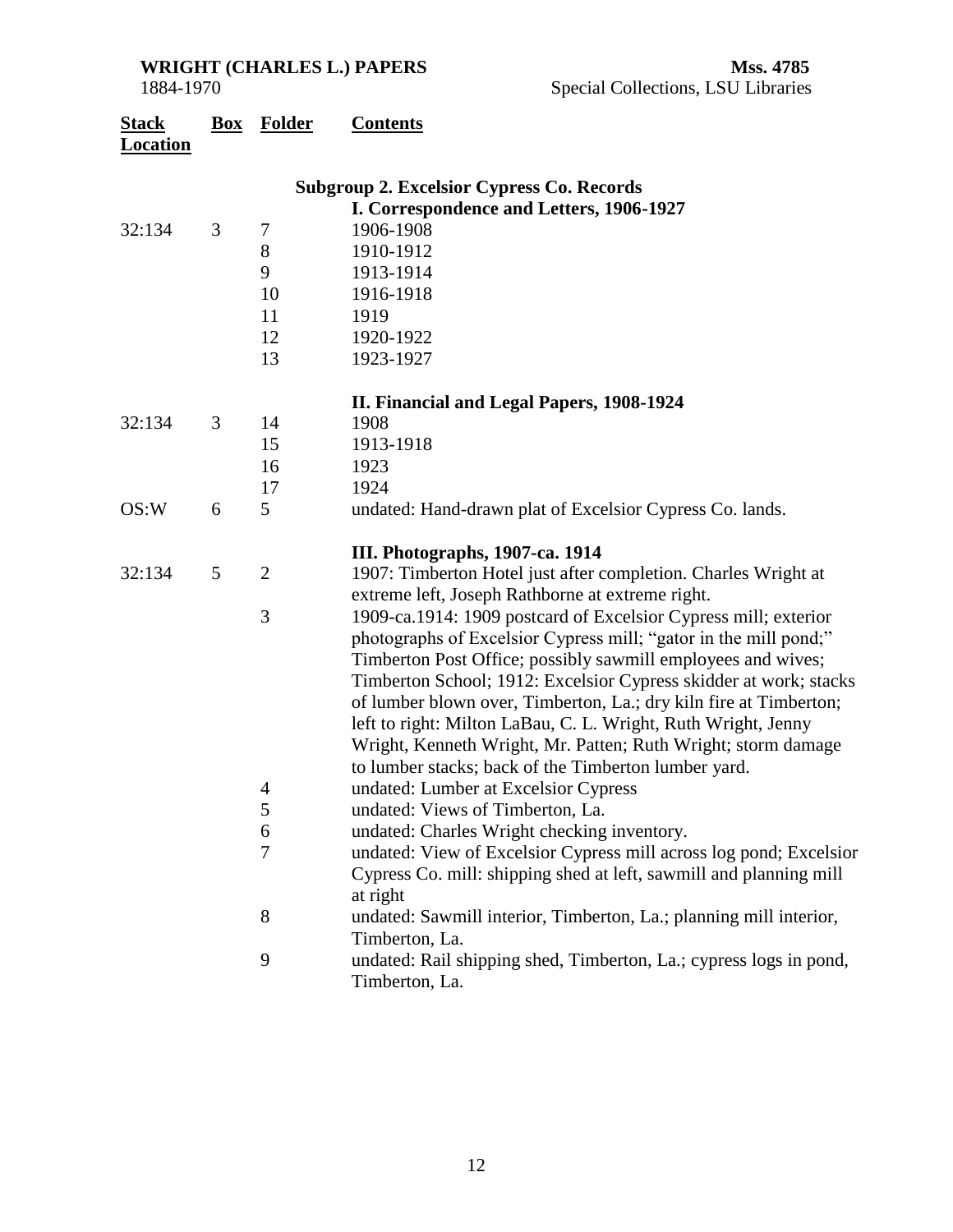| Stack Location | Box | Folder | Contents |
|---|---|---|---|
| | | | **Subgroup 2. Excelsior Cypress Co. Records** |
| | | | **I. Correspondence and Letters, 1906-1927** |
| 32:134 | 3 | 7 | 1906-1908 |
| | | 8 | 1910-1912 |
| | | 9 | 1913-1914 |
| | | 10 | 1916-1918 |
| | | 11 | 1919 |
| | | 12 | 1920-1922 |
| | | 13 | 1923-1927 |
| | | | **II. Financial and Legal Papers, 1908-1924** |
| 32:134 | 3 | 14 | 1908 |
| | | 15 | 1913-1918 |
| | | 16 | 1923 |
| | | 17 | 1924 |
| OS:W | 6 | 5 | undated: Hand-drawn plat of Excelsior Cypress Co. lands. |
| | | | **III. Photographs, 1907-ca. 1914** |
| 32:134 | 5 | 2 | 1907: Timberton Hotel just after completion. Charles Wright at extreme left, Joseph Rathborne at extreme right. |
| | | 3 | 1909-ca.1914: 1909 postcard of Excelsior Cypress mill; exterior photographs of Excelsior Cypress mill; "gator in the mill pond;" Timberton Post Office; possibly sawmill employees and wives; Timberton School; 1912: Excelsior Cypress skidder at work; stacks of lumber blown over, Timberton, La.; dry kiln fire at Timberton; left to right: Milton LaBau, C. L. Wright, Ruth Wright, Jenny Wright, Kenneth Wright, Mr. Patten; Ruth Wright; storm damage to lumber stacks; back of the Timberton lumber yard. |
| | | 4 | undated: Lumber at Excelsior Cypress |
| | | 5 | undated: Views of Timberton, La. |
| | | 6 | undated: Charles Wright checking inventory. |
| | | 7 | undated: View of Excelsior Cypress mill across log pond; Excelsior Cypress Co. mill: shipping shed at left, sawmill and planning mill at right |
| | | 8 | undated: Sawmill interior, Timberton, La.; planning mill interior, Timberton, La. |
| | | 9 | undated: Rail shipping shed, Timberton, La.; cypress logs in pond, Timberton, La. |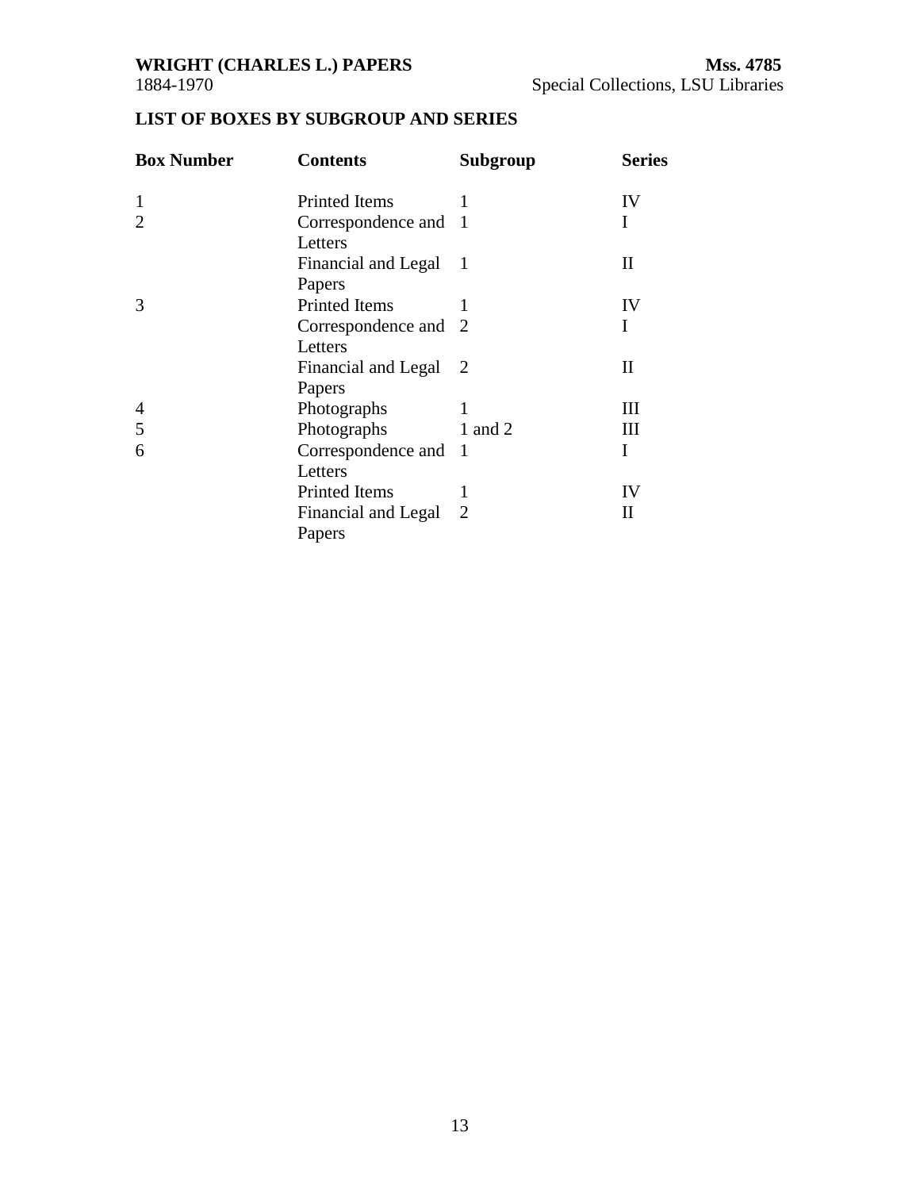**WRIGHT (CHARLES L.) PAPERS** **Mss. 4785**
1884-1970 Special Collections, LSU Libraries

## LIST OF BOXES BY SUBGROUP AND SERIES

| Box Number | Contents | Subgroup | Series |
|---|---|---|---|
| 1 | Printed Items | 1 | IV |
| 2 | Correspondence and Letters | 1 | I |
| | Financial and Legal Papers | 1 | II |
| 3 | Printed Items | 1 | IV |
| | Correspondence and Letters | 2 | I |
| | Financial and Legal Papers | 2 | II |
| 4 | Photographs | 1 | III |
| 5 | Photographs | 1 and 2 | III |
| 6 | Correspondence and Letters | 1 | I |
| | Printed Items | 1 | IV |
| | Financial and Legal Papers | 2 | II |